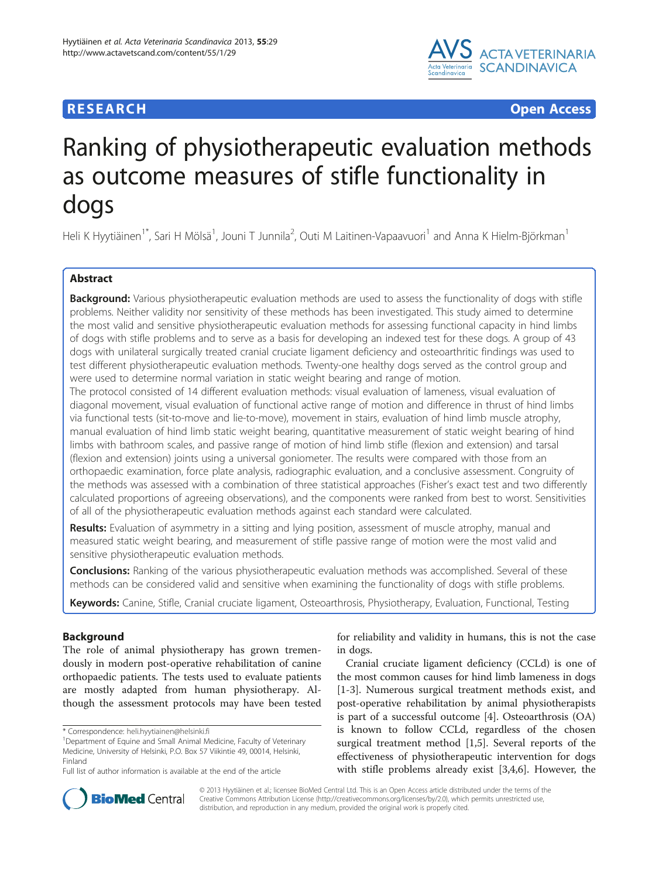**RESEARCH** **Open Access**

# Ranking of physiotherapeutic evaluation methods as outcome measures of stifle functionality in dogs

Heli K Hyytiäinen[1*], Sari H Mölsä[1], Jouni T Junnila[2], Outi M Laitinen-Vapaavuori[1] and Anna K Hielm-Björkman[1]

## Abstract

**Background:** Various physiotherapeutic evaluation methods are used to assess the functionality of dogs with stifle problems. Neither validity nor sensitivity of these methods has been investigated. This study aimed to determine the most valid and sensitive physiotherapeutic evaluation methods for assessing functional capacity in hind limbs of dogs with stifle problems and to serve as a basis for developing an indexed test for these dogs. A group of 43 dogs with unilateral surgically treated cranial cruciate ligament deficiency and osteoarthritic findings was used to test different physiotherapeutic evaluation methods. Twenty-one healthy dogs served as the control group and were used to determine normal variation in static weight bearing and range of motion.

The protocol consisted of 14 different evaluation methods: visual evaluation of lameness, visual evaluation of diagonal movement, visual evaluation of functional active range of motion and difference in thrust of hind limbs via functional tests (sit-to-move and lie-to-move), movement in stairs, evaluation of hind limb muscle atrophy, manual evaluation of hind limb static weight bearing, quantitative measurement of static weight bearing of hind limbs with bathroom scales, and passive range of motion of hind limb stifle (flexion and extension) and tarsal (flexion and extension) joints using a universal goniometer. The results were compared with those from an orthopaedic examination, force plate analysis, radiographic evaluation, and a conclusive assessment. Congruity of the methods was assessed with a combination of three statistical approaches (Fisher's exact test and two differently calculated proportions of agreeing observations), and the components were ranked from best to worst. Sensitivities of all of the physiotherapeutic evaluation methods against each standard were calculated.

**Results:** Evaluation of asymmetry in a sitting and lying position, assessment of muscle atrophy, manual and measured static weight bearing, and measurement of stifle passive range of motion were the most valid and sensitive physiotherapeutic evaluation methods.

**Conclusions:** Ranking of the various physiotherapeutic evaluation methods was accomplished. Several of these methods can be considered valid and sensitive when examining the functionality of dogs with stifle problems.

**Keywords:** Canine, Stifle, Cranial cruciate ligament, Osteoarthrosis, Physiotherapy, Evaluation, Functional, Testing

## Background

The role of animal physiotherapy has grown tremendously in modern post-operative rehabilitation of canine orthopaedic patients. The tests used to evaluate patients are mostly adapted from human physiotherapy. Although the assessment protocols may have been tested for reliability and validity in humans, this is not the case in dogs.

Cranial cruciate ligament deficiency (CCLd) is one of the most common causes for hind limb lameness in dogs [1-3]. Numerous surgical treatment methods exist, and post-operative rehabilitation by animal physiotherapists is part of a successful outcome [4]. Osteoarthrosis (OA) is known to follow CCLd, regardless of the chosen surgical treatment method [1,5]. Several reports of the effectiveness of physiotherapeutic intervention for dogs with stifle problems already exist [3,4,6]. However, the

\* Correspondence: heli.hyytiainen@helsinki.fi
[1]Department of Equine and Small Animal Medicine, Faculty of Veterinary Medicine, University of Helsinki, P.O. Box 57 Viikintie 49, 00014, Helsinki, Finland
Full list of author information is available at the end of the article

© 2013 Hyytiäinen et al.; licensee BioMed Central Ltd. This is an Open Access article distributed under the terms of the Creative Commons Attribution License (http://creativecommons.org/licenses/by/2.0), which permits unrestricted use, distribution, and reproduction in any medium, provided the original work is properly cited.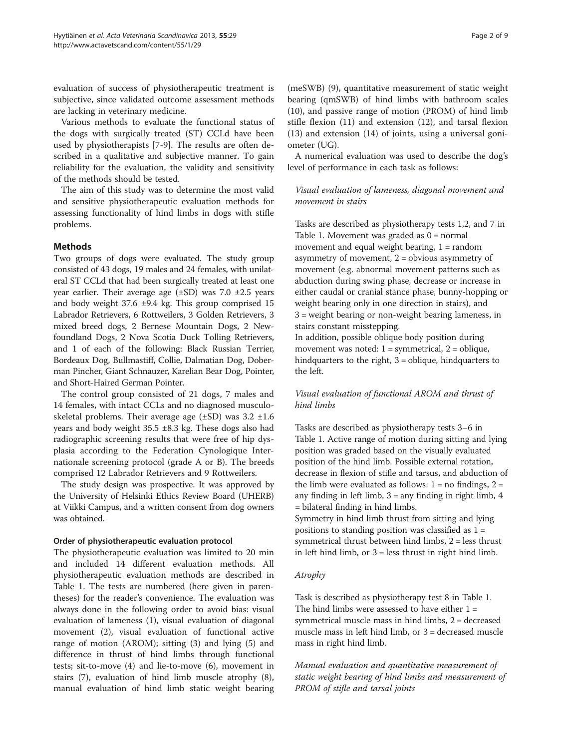evaluation of success of physiotherapeutic treatment is subjective, since validated outcome assessment methods are lacking in veterinary medicine.

Various methods to evaluate the functional status of the dogs with surgically treated (ST) CCLd have been used by physiotherapists [7-9]. The results are often described in a qualitative and subjective manner. To gain reliability for the evaluation, the validity and sensitivity of the methods should be tested.

The aim of this study was to determine the most valid and sensitive physiotherapeutic evaluation methods for assessing functionality of hind limbs in dogs with stifle problems.

## Methods

Two groups of dogs were evaluated. The study group consisted of 43 dogs, 19 males and 24 females, with unilateral ST CCLd that had been surgically treated at least one year earlier. Their average age (±SD) was 7.0 ±2.5 years and body weight 37.6 ±9.4 kg. This group comprised 15 Labrador Retrievers, 6 Rottweilers, 3 Golden Retrievers, 3 mixed breed dogs, 2 Bernese Mountain Dogs, 2 Newfoundland Dogs, 2 Nova Scotia Duck Tolling Retrievers, and 1 of each of the following: Black Russian Terrier, Bordeaux Dog, Bullmastiff, Collie, Dalmatian Dog, Doberman Pincher, Giant Schnauzer, Karelian Bear Dog, Pointer, and Short-Haired German Pointer.

The control group consisted of 21 dogs, 7 males and 14 females, with intact CCLs and no diagnosed musculoskeletal problems. Their average age (±SD) was 3.2 ±1.6 years and body weight 35.5 ±8.3 kg. These dogs also had radiographic screening results that were free of hip dysplasia according to the Federation Cynologique Internationale screening protocol (grade A or B). The breeds comprised 12 Labrador Retrievers and 9 Rottweilers.

The study design was prospective. It was approved by the University of Helsinki Ethics Review Board (UHERB) at Viikki Campus, and a written consent from dog owners was obtained.

### Order of physiotherapeutic evaluation protocol

The physiotherapeutic evaluation was limited to 20 min and included 14 different evaluation methods. All physiotherapeutic evaluation methods are described in Table 1. The tests are numbered (here given in parentheses) for the reader's convenience. The evaluation was always done in the following order to avoid bias: visual evaluation of lameness (1), visual evaluation of diagonal movement (2), visual evaluation of functional active range of motion (AROM); sitting (3) and lying (5) and difference in thrust of hind limbs through functional tests; sit-to-move (4) and lie-to-move (6), movement in stairs (7), evaluation of hind limb muscle atrophy (8), manual evaluation of hind limb static weight bearing (meSWB) (9), quantitative measurement of static weight bearing (qmSWB) of hind limbs with bathroom scales (10), and passive range of motion (PROM) of hind limb stifle flexion (11) and extension (12), and tarsal flexion (13) and extension (14) of joints, using a universal goniometer (UG).

A numerical evaluation was used to describe the dog's level of performance in each task as follows:

*Visual evaluation of lameness, diagonal movement and movement in stairs*

Tasks are described as physiotherapy tests 1,2, and 7 in Table 1. Movement was graded as 0 = normal movement and equal weight bearing, 1 = random asymmetry of movement, 2 = obvious asymmetry of movement (e.g. abnormal movement patterns such as abduction during swing phase, decrease or increase in either caudal or cranial stance phase, bunny-hopping or weight bearing only in one direction in stairs), and 3 = weight bearing or non-weight bearing lameness, in stairs constant misstepping.

In addition, possible oblique body position during movement was noted: 1 = symmetrical, 2 = oblique, hindquarters to the right, 3 = oblique, hindquarters to the left.

*Visual evaluation of functional AROM and thrust of hind limbs*

Tasks are described as physiotherapy tests 3–6 in Table 1. Active range of motion during sitting and lying position was graded based on the visually evaluated position of the hind limb. Possible external rotation, decrease in flexion of stifle and tarsus, and abduction of the limb were evaluated as follows: 1 = no findings, 2 = any finding in left limb, 3 = any finding in right limb, 4 = bilateral finding in hind limbs.

Symmetry in hind limb thrust from sitting and lying positions to standing position was classified as 1 = symmetrical thrust between hind limbs, 2 = less thrust in left hind limb, or 3 = less thrust in right hind limb.

*Atrophy*

Task is described as physiotherapy test 8 in Table 1. The hind limbs were assessed to have either 1 = symmetrical muscle mass in hind limbs, 2 = decreased muscle mass in left hind limb, or 3 = decreased muscle mass in right hind limb.

*Manual evaluation and quantitative measurement of static weight bearing of hind limbs and measurement of PROM of stifle and tarsal joints*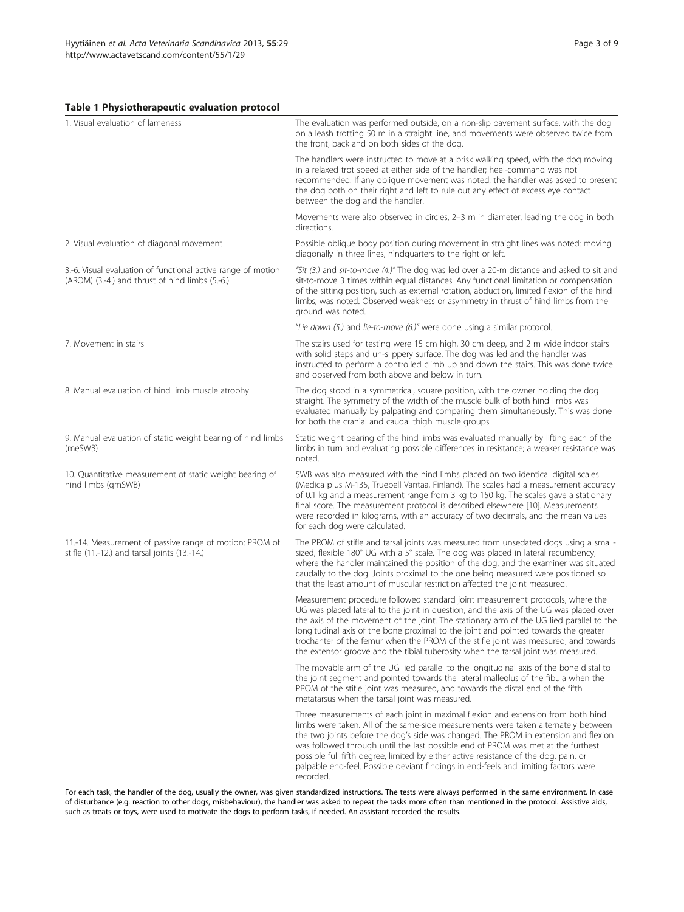**Table 1 Physiotherapeutic evaluation protocol**

| | |
|---|---|
| 1. Visual evaluation of lameness | The evaluation was performed outside, on a non-slip pavement surface, with the dog on a leash trotting 50 m in a straight line, and movements were observed twice from the front, back and on both sides of the dog. |
| | The handlers were instructed to move at a brisk walking speed, with the dog moving in a relaxed trot speed at either side of the handler; heel-command was not recommended. If any oblique movement was noted, the handler was asked to present the dog both on their right and left to rule out any effect of excess eye contact between the dog and the handler. |
| | Movements were also observed in circles, 2–3 m in diameter, leading the dog in both directions. |
| 2. Visual evaluation of diagonal movement | Possible oblique body position during movement in straight lines was noted: moving diagonally in three lines, hindquarters to the right or left. |
| 3.-6. Visual evaluation of functional active range of motion (AROM) (3.-4.) and thrust of hind limbs (5.-6.) | *"Sit (3.)* and *sit-to-move (4.)"* The dog was led over a 20-m distance and asked to sit and sit-to-move 3 times within equal distances. Any functional limitation or compensation of the sitting position, such as external rotation, abduction, limited flexion of the hind limbs, was noted. Observed weakness or asymmetry in thrust of hind limbs from the ground was noted. |
| | "*Lie down (5.)* and *lie-to-move (6.)*" were done using a similar protocol. |
| 7. Movement in stairs | The stairs used for testing were 15 cm high, 30 cm deep, and 2 m wide indoor stairs with solid steps and un-slippery surface. The dog was led and the handler was instructed to perform a controlled climb up and down the stairs. This was done twice and observed from both above and below in turn. |
| 8. Manual evaluation of hind limb muscle atrophy | The dog stood in a symmetrical, square position, with the owner holding the dog straight. The symmetry of the width of the muscle bulk of both hind limbs was evaluated manually by palpating and comparing them simultaneously. This was done for both the cranial and caudal thigh muscle groups. |
| 9. Manual evaluation of static weight bearing of hind limbs (meSWB) | Static weight bearing of the hind limbs was evaluated manually by lifting each of the limbs in turn and evaluating possible differences in resistance; a weaker resistance was noted. |
| 10. Quantitative measurement of static weight bearing of hind limbs (qmSWB) | SWB was also measured with the hind limbs placed on two identical digital scales (Medica plus M-135, Truebell Vantaa, Finland). The scales had a measurement accuracy of 0.1 kg and a measurement range from 3 kg to 150 kg. The scales gave a stationary final score. The measurement protocol is described elsewhere [10]. Measurements were recorded in kilograms, with an accuracy of two decimals, and the mean values for each dog were calculated. |
| 11.-14. Measurement of passive range of motion: PROM of stifle (11.-12.) and tarsal joints (13.-14.) | The PROM of stifle and tarsal joints was measured from unsedated dogs using a small-sized, flexible 180° UG with a 5° scale. The dog was placed in lateral recumbency, where the handler maintained the position of the dog, and the examiner was situated caudally to the dog. Joints proximal to the one being measured were positioned so that the least amount of muscular restriction affected the joint measured. |
| | Measurement procedure followed standard joint measurement protocols, where the UG was placed lateral to the joint in question, and the axis of the UG was placed over the axis of the movement of the joint. The stationary arm of the UG lied parallel to the longitudinal axis of the bone proximal to the joint and pointed towards the greater trochanter of the femur when the PROM of the stifle joint was measured, and towards the extensor groove and the tibial tuberosity when the tarsal joint was measured. |
| | The movable arm of the UG lied parallel to the longitudinal axis of the bone distal to the joint segment and pointed towards the lateral malleolus of the fibula when the PROM of the stifle joint was measured, and towards the distal end of the fifth metatarsus when the tarsal joint was measured. |
| | Three measurements of each joint in maximal flexion and extension from both hind limbs were taken. All of the same-side measurements were taken alternately between the two joints before the dog's side was changed. The PROM in extension and flexion was followed through until the last possible end of PROM was met at the furthest possible full fifth degree, limited by either active resistance of the dog, pain, or palpable end-feel. Possible deviant findings in end-feels and limiting factors were recorded. |

For each task, the handler of the dog, usually the owner, was given standardized instructions. The tests were always performed in the same environment. In case of disturbance (e.g. reaction to other dogs, misbehaviour), the handler was asked to repeat the tasks more often than mentioned in the protocol. Assistive aids, such as treats or toys, were used to motivate the dogs to perform tasks, if needed. An assistant recorded the results.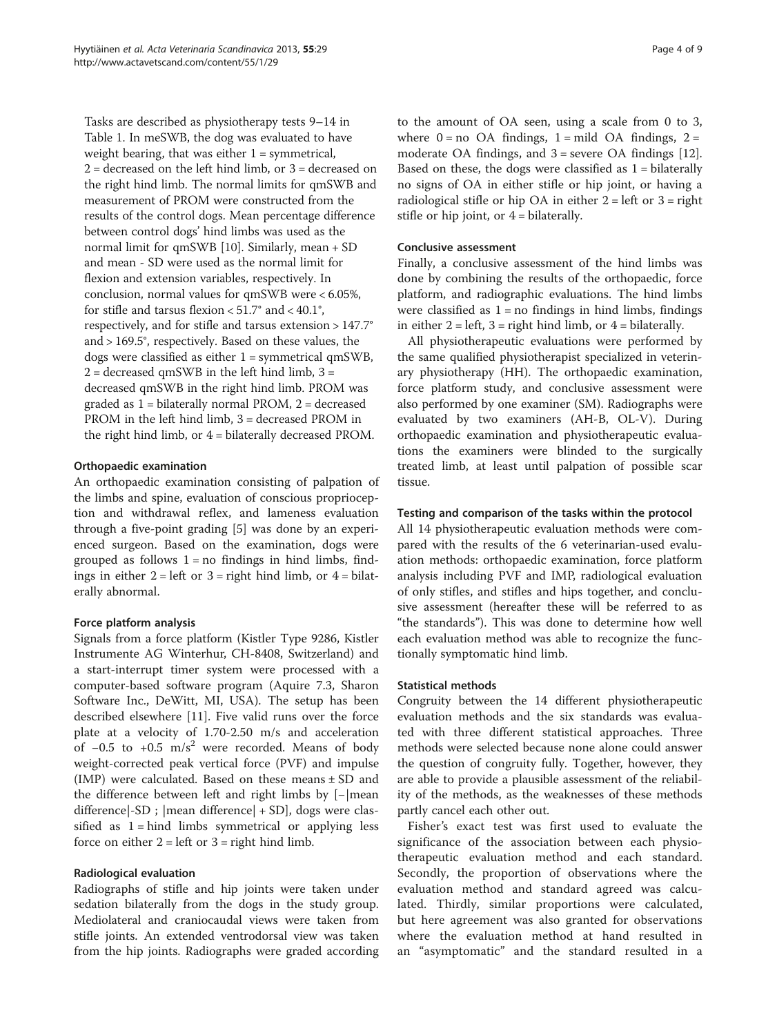Tasks are described as physiotherapy tests 9–14 in Table 1. In meSWB, the dog was evaluated to have weight bearing, that was either 1 = symmetrical, 2 = decreased on the left hind limb, or 3 = decreased on the right hind limb. The normal limits for qmSWB and measurement of PROM were constructed from the results of the control dogs. Mean percentage difference between control dogs' hind limbs was used as the normal limit for qmSWB [10]. Similarly, mean + SD and mean - SD were used as the normal limit for flexion and extension variables, respectively. In conclusion, normal values for qmSWB were < 6.05%, for stifle and tarsus flexion < 51.7° and < 40.1°, respectively, and for stifle and tarsus extension > 147.7° and > 169.5°, respectively. Based on these values, the dogs were classified as either 1 = symmetrical qmSWB, 2 = decreased qmSWB in the left hind limb, 3 = decreased qmSWB in the right hind limb. PROM was graded as 1 = bilaterally normal PROM, 2 = decreased PROM in the left hind limb, 3 = decreased PROM in the right hind limb, or 4 = bilaterally decreased PROM.

#### Orthopaedic examination

An orthopaedic examination consisting of palpation of the limbs and spine, evaluation of conscious proprioception and withdrawal reflex, and lameness evaluation through a five-point grading [5] was done by an experienced surgeon. Based on the examination, dogs were grouped as follows 1 = no findings in hind limbs, findings in either 2 = left or 3 = right hind limb, or 4 = bilaterally abnormal.

#### Force platform analysis

Signals from a force platform (Kistler Type 9286, Kistler Instrumente AG Winterhur, CH-8408, Switzerland) and a start-interrupt timer system were processed with a computer-based software program (Aquire 7.3, Sharon Software Inc., DeWitt, MI, USA). The setup has been described elsewhere [11]. Five valid runs over the force plate at a velocity of 1.70-2.50 m/s and acceleration of −0.5 to +0.5 $m/s^2$ were recorded. Means of body weight-corrected peak vertical force (PVF) and impulse (IMP) were calculated. Based on these means ± SD and the difference between left and right limbs by [−|mean difference|-SD ; |mean difference| + SD], dogs were classified as 1 = hind limbs symmetrical or applying less force on either 2 = left or 3 = right hind limb.

#### Radiological evaluation

Radiographs of stifle and hip joints were taken under sedation bilaterally from the dogs in the study group. Mediolateral and craniocaudal views were taken from stifle joints. An extended ventrodorsal view was taken from the hip joints. Radiographs were graded according to the amount of OA seen, using a scale from 0 to 3, where 0 = no OA findings, 1 = mild OA findings, 2 = moderate OA findings, and 3 = severe OA findings [12]. Based on these, the dogs were classified as 1 = bilaterally no signs of OA in either stifle or hip joint, or having a radiological stifle or hip OA in either 2 = left or 3 = right stifle or hip joint, or 4 = bilaterally.

#### Conclusive assessment

Finally, a conclusive assessment of the hind limbs was done by combining the results of the orthopaedic, force platform, and radiographic evaluations. The hind limbs were classified as 1 = no findings in hind limbs, findings in either 2 = left, 3 = right hind limb, or 4 = bilaterally.

All physiotherapeutic evaluations were performed by the same qualified physiotherapist specialized in veterinary physiotherapy (HH). The orthopaedic examination, force platform study, and conclusive assessment were also performed by one examiner (SM). Radiographs were evaluated by two examiners (AH-B, OL-V). During orthopaedic examination and physiotherapeutic evaluations the examiners were blinded to the surgically treated limb, at least until palpation of possible scar tissue.

#### Testing and comparison of the tasks within the protocol

All 14 physiotherapeutic evaluation methods were compared with the results of the 6 veterinarian-used evaluation methods: orthopaedic examination, force platform analysis including PVF and IMP, radiological evaluation of only stifles, and stifles and hips together, and conclusive assessment (hereafter these will be referred to as "the standards"). This was done to determine how well each evaluation method was able to recognize the functionally symptomatic hind limb.

#### Statistical methods

Congruity between the 14 different physiotherapeutic evaluation methods and the six standards was evaluated with three different statistical approaches. Three methods were selected because none alone could answer the question of congruity fully. Together, however, they are able to provide a plausible assessment of the reliability of the methods, as the weaknesses of these methods partly cancel each other out.

Fisher's exact test was first used to evaluate the significance of the association between each physiotherapeutic evaluation method and each standard. Secondly, the proportion of observations where the evaluation method and standard agreed was calculated. Thirdly, similar proportions were calculated, but here agreement was also granted for observations where the evaluation method at hand resulted in an "asymptomatic" and the standard resulted in a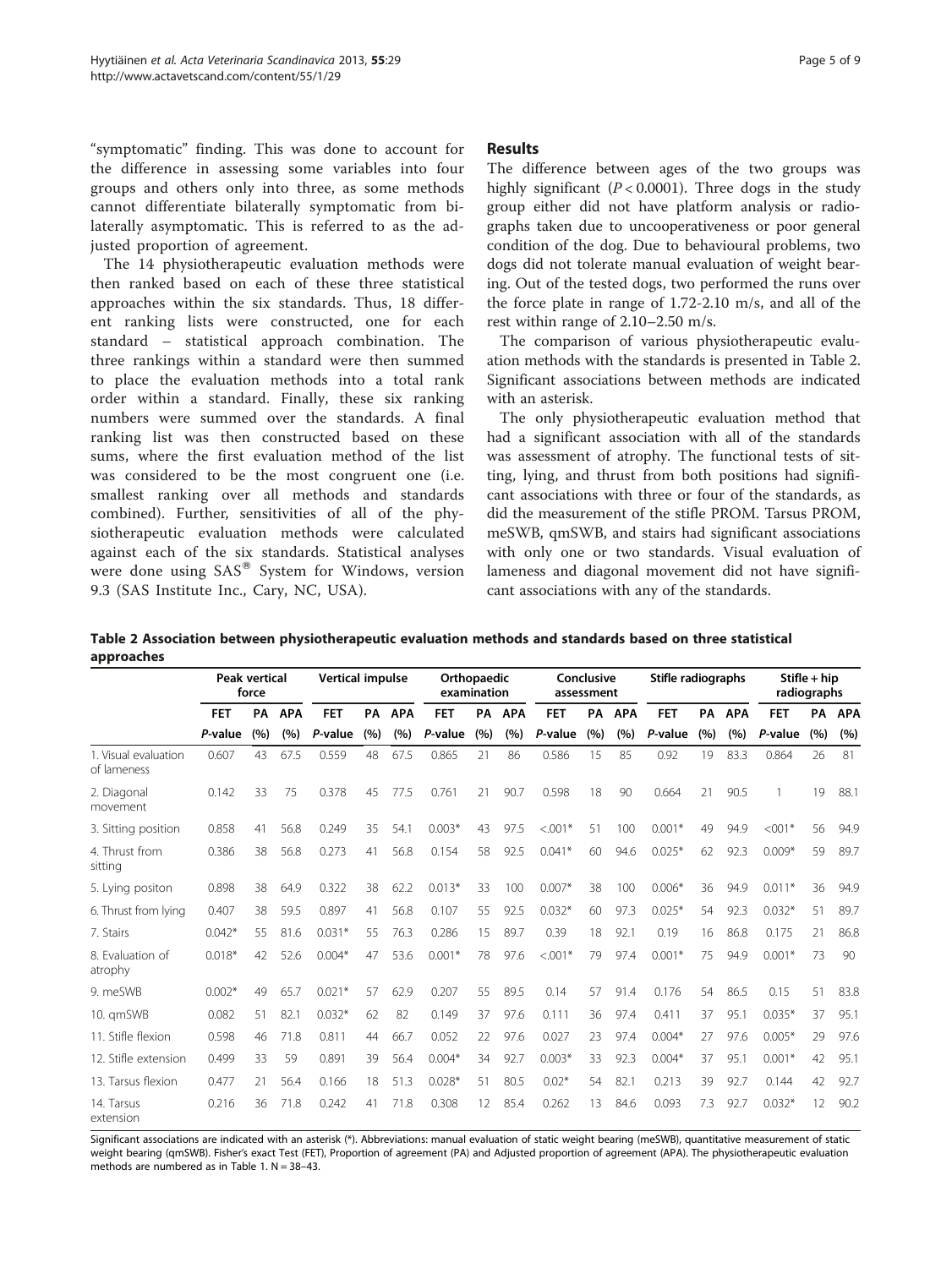"symptomatic" finding. This was done to account for the difference in assessing some variables into four groups and others only into three, as some methods cannot differentiate bilaterally symptomatic from bilaterally asymptomatic. This is referred to as the adjusted proportion of agreement.

The 14 physiotherapeutic evaluation methods were then ranked based on each of these three statistical approaches within the six standards. Thus, 18 different ranking lists were constructed, one for each standard – statistical approach combination. The three rankings within a standard were then summed to place the evaluation methods into a total rank order within a standard. Finally, these six ranking numbers were summed over the standards. A final ranking list was then constructed based on these sums, where the first evaluation method of the list was considered to be the most congruent one (i.e. smallest ranking over all methods and standards combined). Further, sensitivities of all of the physiotherapeutic evaluation methods were calculated against each of the six standards. Statistical analyses were done using SAS® System for Windows, version 9.3 (SAS Institute Inc., Cary, NC, USA).

## Results

The difference between ages of the two groups was highly significant ($P < 0.0001$). Three dogs in the study group either did not have platform analysis or radiographs taken due to uncooperativeness or poor general condition of the dog. Due to behavioural problems, two dogs did not tolerate manual evaluation of weight bearing. Out of the tested dogs, two performed the runs over the force plate in range of 1.72-2.10 m/s, and all of the rest within range of 2.10–2.50 m/s.

The comparison of various physiotherapeutic evaluation methods with the standards is presented in Table 2. Significant associations between methods are indicated with an asterisk.

The only physiotherapeutic evaluation method that had a significant association with all of the standards was assessment of atrophy. The functional tests of sitting, lying, and thrust from both positions had significant associations with three or four of the standards, as did the measurement of the stifle PROM. Tarsus PROM, meSWB, qmSWB, and stairs had significant associations with only one or two standards. Visual evaluation of lameness and diagonal movement did not have significant associations with any of the standards.

**Table 2 Association between physiotherapeutic evaluation methods and standards based on three statistical approaches**

| | Peak vertical force | | | Vertical impulse | | | Orthopaedic examination | | | Conclusive assessment | | | Stifle radiographs | | | Stifle + hip radiographs | | |
|---|---|---|---|---|---|---|---|---|---|---|---|---|---|---|---|---|---|---|
| | FET | PA | APA | FET | PA | APA | FET | PA | APA | FET | PA | APA | FET | PA | APA | FET | PA | APA |
| | *P*-value | (%) | (%) | *P*-value | (%) | (%) | *P*-value | (%) | (%) | *P*-value | (%) | (%) | *P*-value | (%) | (%) | *P*-value | (%) | (%) |
| 1. Visual evaluation of lameness | 0.607 | 43 | 67.5 | 0.559 | 48 | 67.5 | 0.865 | 21 | 86 | 0.586 | 15 | 85 | 0.92 | 19 | 83.3 | 0.864 | 26 | 81 |
| 2. Diagonal movement | 0.142 | 33 | 75 | 0.378 | 45 | 77.5 | 0.761 | 21 | 90.7 | 0.598 | 18 | 90 | 0.664 | 21 | 90.5 | 1 | 19 | 88.1 |
| 3. Sitting position | 0.858 | 41 | 56.8 | 0.249 | 35 | 54.1 | 0.003* | 43 | 97.5 | <.001* | 51 | 100 | 0.001* | 49 | 94.9 | <001* | 56 | 94.9 |
| 4. Thrust from sitting | 0.386 | 38 | 56.8 | 0.273 | 41 | 56.8 | 0.154 | 58 | 92.5 | 0.041* | 60 | 94.6 | 0.025* | 62 | 92.3 | 0.009* | 59 | 89.7 |
| 5. Lying positon | 0.898 | 38 | 64.9 | 0.322 | 38 | 62.2 | 0.013* | 33 | 100 | 0.007* | 38 | 100 | 0.006* | 36 | 94.9 | 0.011* | 36 | 94.9 |
| 6. Thrust from lying | 0.407 | 38 | 59.5 | 0.897 | 41 | 56.8 | 0.107 | 55 | 92.5 | 0.032* | 60 | 97.3 | 0.025* | 54 | 92.3 | 0.032* | 51 | 89.7 |
| 7. Stairs | 0.042* | 55 | 81.6 | 0.031* | 55 | 76.3 | 0.286 | 15 | 89.7 | 0.39 | 18 | 92.1 | 0.19 | 16 | 86.8 | 0.175 | 21 | 86.8 |
| 8. Evaluation of atrophy | 0.018* | 42 | 52.6 | 0.004* | 47 | 53.6 | 0.001* | 78 | 97.6 | <.001* | 79 | 97.4 | 0.001* | 75 | 94.9 | 0.001* | 73 | 90 |
| 9. meSWB | 0.002* | 49 | 65.7 | 0.021* | 57 | 62.9 | 0.207 | 55 | 89.5 | 0.14 | 57 | 91.4 | 0.176 | 54 | 86.5 | 0.15 | 51 | 83.8 |
| 10. qmSWB | 0.082 | 51 | 82.1 | 0.032* | 62 | 82 | 0.149 | 37 | 97.6 | 0.111 | 36 | 97.4 | 0.411 | 37 | 95.1 | 0.035* | 37 | 95.1 |
| 11. Stifle flexion | 0.598 | 46 | 71.8 | 0.811 | 44 | 66.7 | 0.052 | 22 | 97.6 | 0.027 | 23 | 97.4 | 0.004* | 27 | 97.6 | 0.005* | 29 | 97.6 |
| 12. Stifle extension | 0.499 | 33 | 59 | 0.891 | 39 | 56.4 | 0.004* | 34 | 92.7 | 0.003* | 33 | 92.3 | 0.004* | 37 | 95.1 | 0.001* | 42 | 95.1 |
| 13. Tarsus flexion | 0.477 | 21 | 56.4 | 0.166 | 18 | 51.3 | 0.028* | 51 | 80.5 | 0.02* | 54 | 82.1 | 0.213 | 39 | 92.7 | 0.144 | 42 | 92.7 |
| 14. Tarsus extension | 0.216 | 36 | 71.8 | 0.242 | 41 | 71.8 | 0.308 | 12 | 85.4 | 0.262 | 13 | 84.6 | 0.093 | 7.3 | 92.7 | 0.032* | 12 | 90.2 |

Significant associations are indicated with an asterisk (*). Abbreviations: manual evaluation of static weight bearing (meSWB), quantitative measurement of static weight bearing (qmSWB). Fisher's exact Test (FET), Proportion of agreement (PA) and Adjusted proportion of agreement (APA). The physiotherapeutic evaluation methods are numbered as in Table 1. N = 38–43.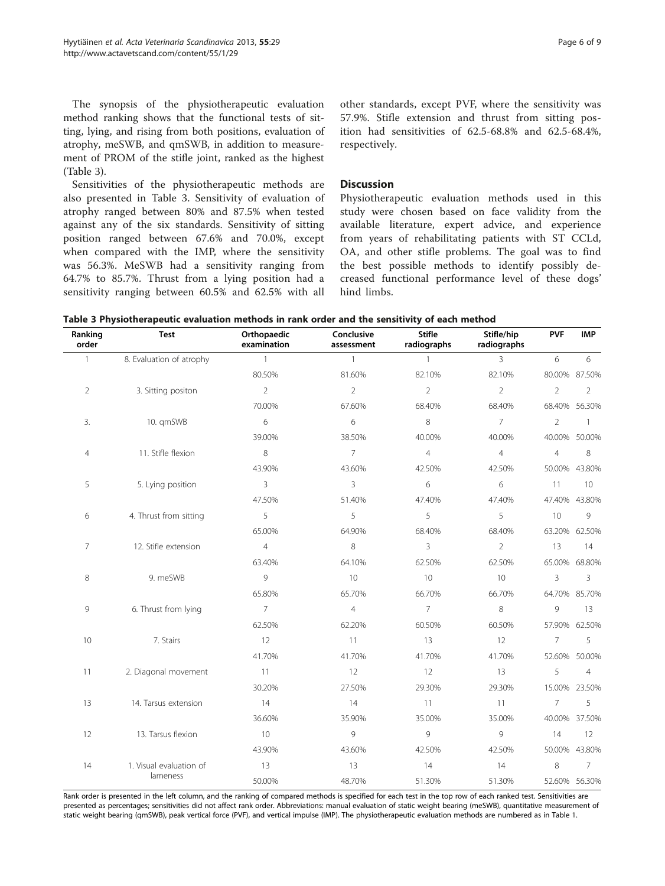The synopsis of the physiotherapeutic evaluation method ranking shows that the functional tests of sitting, lying, and rising from both positions, evaluation of atrophy, meSWB, and qmSWB, in addition to measurement of PROM of the stifle joint, ranked as the highest (Table 3).

Sensitivities of the physiotherapeutic methods are also presented in Table 3. Sensitivity of evaluation of atrophy ranged between 80% and 87.5% when tested against any of the six standards. Sensitivity of sitting position ranged between 67.6% and 70.0%, except when compared with the IMP, where the sensitivity was 56.3%. MeSWB had a sensitivity ranging from 64.7% to 85.7%. Thrust from a lying position had a sensitivity ranging between 60.5% and 62.5% with all other standards, except PVF, where the sensitivity was 57.9%. Stifle extension and thrust from sitting position had sensitivities of 62.5-68.8% and 62.5-68.4%, respectively.

## Discussion

Physiotherapeutic evaluation methods used in this study were chosen based on face validity from the available literature, expert advice, and experience from years of rehabilitating patients with ST CCLd, OA, and other stifle problems. The goal was to find the best possible methods to identify possibly decreased functional performance level of these dogs' hind limbs.

**Table 3 Physiotherapeutic evaluation methods in rank order and the sensitivity of each method**

| Ranking order | Test | Orthopaedic examination | Conclusive assessment | Stifle radiographs | Stifle/hip radiographs | PVF | IMP |
|---|---|---|---|---|---|---|---|
| 1 | 8. Evaluation of atrophy | 1 | 1 | 1 | 3 | 6 | 6 |
| | | 80.50% | 81.60% | 82.10% | 82.10% | 80.00% | 87.50% |
| 2 | 3. Sitting positon | 2 | 2 | 2 | 2 | 2 | 2 |
| | | 70.00% | 67.60% | 68.40% | 68.40% | 68.40% | 56.30% |
| 3. | 10. qmSWB | 6 | 6 | 8 | 7 | 2 | 1 |
| | | 39.00% | 38.50% | 40.00% | 40.00% | 40.00% | 50.00% |
| 4 | 11. Stifle flexion | 8 | 7 | 4 | 4 | 4 | 8 |
| | | 43.90% | 43.60% | 42.50% | 42.50% | 50.00% | 43.80% |
| 5 | 5. Lying position | 3 | 3 | 6 | 6 | 11 | 10 |
| | | 47.50% | 51.40% | 47.40% | 47.40% | 47.40% | 43.80% |
| 6 | 4. Thrust from sitting | 5 | 5 | 5 | 5 | 10 | 9 |
| | | 65.00% | 64.90% | 68.40% | 68.40% | 63.20% | 62.50% |
| 7 | 12. Stifle extension | 4 | 8 | 3 | 2 | 13 | 14 |
| | | 63.40% | 64.10% | 62.50% | 62.50% | 65.00% | 68.80% |
| 8 | 9. meSWB | 9 | 10 | 10 | 10 | 3 | 3 |
| | | 65.80% | 65.70% | 66.70% | 66.70% | 64.70% | 85.70% |
| 9 | 6. Thrust from lying | 7 | 4 | 7 | 8 | 9 | 13 |
| | | 62.50% | 62.20% | 60.50% | 60.50% | 57.90% | 62.50% |
| 10 | 7. Stairs | 12 | 11 | 13 | 12 | 7 | 5 |
| | | 41.70% | 41.70% | 41.70% | 41.70% | 52.60% | 50.00% |
| 11 | 2. Diagonal movement | 11 | 12 | 12 | 13 | 5 | 4 |
| | | 30.20% | 27.50% | 29.30% | 29.30% | 15.00% | 23.50% |
| 13 | 14. Tarsus extension | 14 | 14 | 11 | 11 | 7 | 5 |
| | | 36.60% | 35.90% | 35.00% | 35.00% | 40.00% | 37.50% |
| 12 | 13. Tarsus flexion | 10 | 9 | 9 | 9 | 14 | 12 |
| | | 43.90% | 43.60% | 42.50% | 42.50% | 50.00% | 43.80% |
| 14 | 1. Visual evaluation of lameness | 13 | 13 | 14 | 14 | 8 | 7 |
| | | 50.00% | 48.70% | 51.30% | 51.30% | 52.60% | 56.30% |

Rank order is presented in the left column, and the ranking of compared methods is specified for each test in the top row of each ranked test. Sensitivities are presented as percentages; sensitivities did not affect rank order. Abbreviations: manual evaluation of static weight bearing (meSWB), quantitative measurement of static weight bearing (qmSWB), peak vertical force (PVF), and vertical impulse (IMP). The physiotherapeutic evaluation methods are numbered as in Table 1.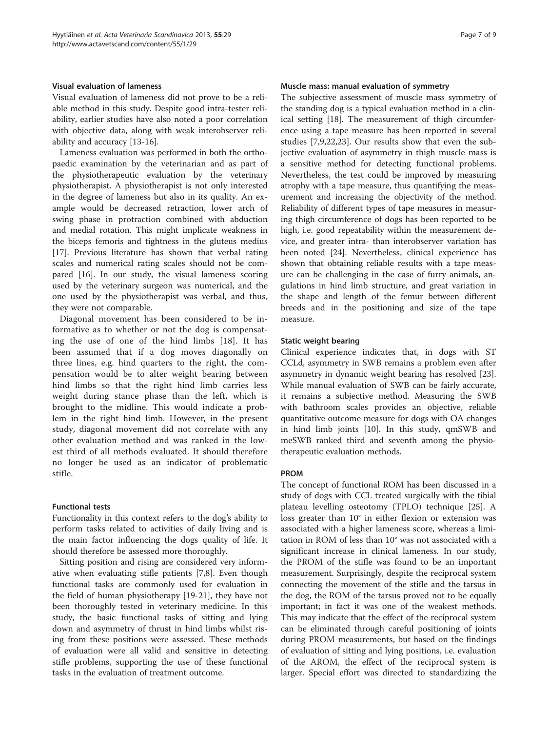### Visual evaluation of lameness

Visual evaluation of lameness did not prove to be a reliable method in this study. Despite good intra-tester reliability, earlier studies have also noted a poor correlation with objective data, along with weak interobserver reliability and accuracy [13-16].

Lameness evaluation was performed in both the orthopaedic examination by the veterinarian and as part of the physiotherapeutic evaluation by the veterinary physiotherapist. A physiotherapist is not only interested in the degree of lameness but also in its quality. An example would be decreased retraction, lower arch of swing phase in protraction combined with abduction and medial rotation. This might implicate weakness in the biceps femoris and tightness in the gluteus medius [17]. Previous literature has shown that verbal rating scales and numerical rating scales should not be compared [16]. In our study, the visual lameness scoring used by the veterinary surgeon was numerical, and the one used by the physiotherapist was verbal, and thus, they were not comparable.

Diagonal movement has been considered to be informative as to whether or not the dog is compensating the use of one of the hind limbs [18]. It has been assumed that if a dog moves diagonally on three lines, e.g. hind quarters to the right, the compensation would be to alter weight bearing between hind limbs so that the right hind limb carries less weight during stance phase than the left, which is brought to the midline. This would indicate a problem in the right hind limb. However, in the present study, diagonal movement did not correlate with any other evaluation method and was ranked in the lowest third of all methods evaluated. It should therefore no longer be used as an indicator of problematic stifle.

### Functional tests

Functionality in this context refers to the dog's ability to perform tasks related to activities of daily living and is the main factor influencing the dogs quality of life. It should therefore be assessed more thoroughly.

Sitting position and rising are considered very informative when evaluating stifle patients [7,8]. Even though functional tasks are commonly used for evaluation in the field of human physiotherapy [19-21], they have not been thoroughly tested in veterinary medicine. In this study, the basic functional tasks of sitting and lying down and asymmetry of thrust in hind limbs whilst rising from these positions were assessed. These methods of evaluation were all valid and sensitive in detecting stifle problems, supporting the use of these functional tasks in the evaluation of treatment outcome.

### Muscle mass: manual evaluation of symmetry

The subjective assessment of muscle mass symmetry of the standing dog is a typical evaluation method in a clinical setting [18]. The measurement of thigh circumference using a tape measure has been reported in several studies [7,9,22,23]. Our results show that even the subjective evaluation of asymmetry in thigh muscle mass is a sensitive method for detecting functional problems. Nevertheless, the test could be improved by measuring atrophy with a tape measure, thus quantifying the measurement and increasing the objectivity of the method. Reliability of different types of tape measures in measuring thigh circumference of dogs has been reported to be high, i.e. good repeatability within the measurement device, and greater intra- than interobserver variation has been noted [24]. Nevertheless, clinical experience has shown that obtaining reliable results with a tape measure can be challenging in the case of furry animals, angulations in hind limb structure, and great variation in the shape and length of the femur between different breeds and in the positioning and size of the tape measure.

### Static weight bearing

Clinical experience indicates that, in dogs with ST CCLd, asymmetry in SWB remains a problem even after asymmetry in dynamic weight bearing has resolved [23]. While manual evaluation of SWB can be fairly accurate, it remains a subjective method. Measuring the SWB with bathroom scales provides an objective, reliable quantitative outcome measure for dogs with OA changes in hind limb joints [10]. In this study, qmSWB and meSWB ranked third and seventh among the physiotherapeutic evaluation methods.

### PROM

The concept of functional ROM has been discussed in a study of dogs with CCL treated surgically with the tibial plateau levelling osteotomy (TPLO) technique [25]. A loss greater than 10° in either flexion or extension was associated with a higher lameness score, whereas a limitation in ROM of less than 10° was not associated with a significant increase in clinical lameness. In our study, the PROM of the stifle was found to be an important measurement. Surprisingly, despite the reciprocal system connecting the movement of the stifle and the tarsus in the dog, the ROM of the tarsus proved not to be equally important; in fact it was one of the weakest methods. This may indicate that the effect of the reciprocal system can be eliminated through careful positioning of joints during PROM measurements, but based on the findings of evaluation of sitting and lying positions, i.e. evaluation of the AROM, the effect of the reciprocal system is larger. Special effort was directed to standardizing the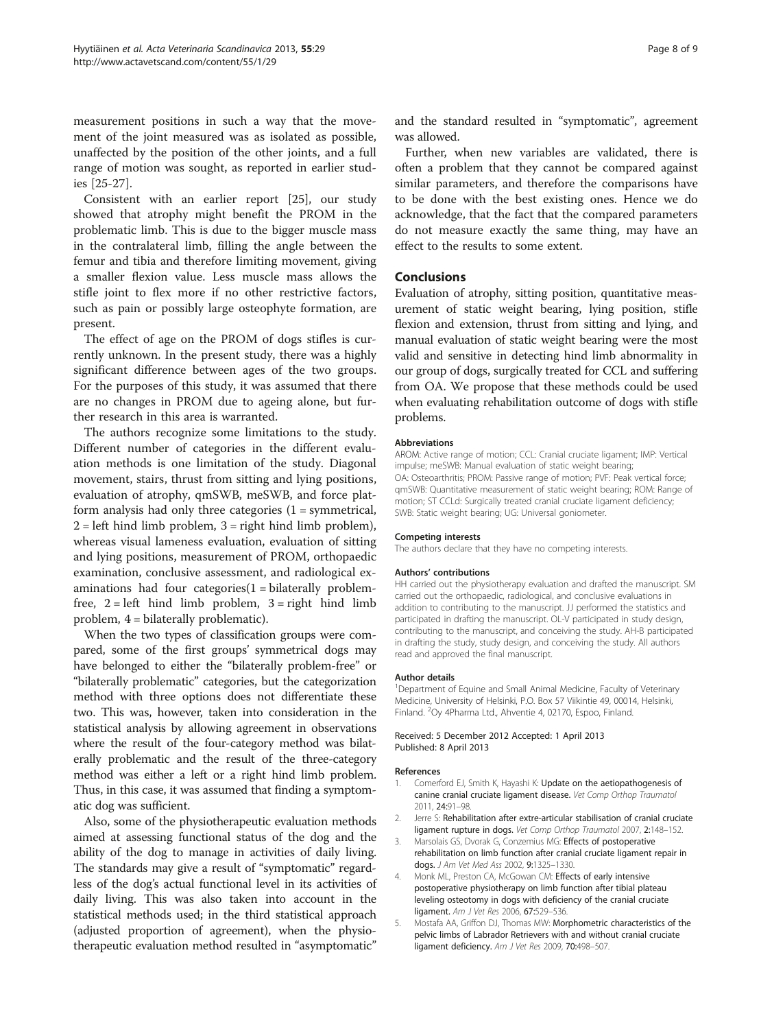measurement positions in such a way that the movement of the joint measured was as isolated as possible, unaffected by the position of the other joints, and a full range of motion was sought, as reported in earlier studies [25-27].

Consistent with an earlier report [25], our study showed that atrophy might benefit the PROM in the problematic limb. This is due to the bigger muscle mass in the contralateral limb, filling the angle between the femur and tibia and therefore limiting movement, giving a smaller flexion value. Less muscle mass allows the stifle joint to flex more if no other restrictive factors, such as pain or possibly large osteophyte formation, are present.

The effect of age on the PROM of dogs stifles is currently unknown. In the present study, there was a highly significant difference between ages of the two groups. For the purposes of this study, it was assumed that there are no changes in PROM due to ageing alone, but further research in this area is warranted.

The authors recognize some limitations to the study. Different number of categories in the different evaluation methods is one limitation of the study. Diagonal movement, stairs, thrust from sitting and lying positions, evaluation of atrophy, qmSWB, meSWB, and force platform analysis had only three categories (1 = symmetrical, 2 = left hind limb problem, 3 = right hind limb problem), whereas visual lameness evaluation, evaluation of sitting and lying positions, measurement of PROM, orthopaedic examination, conclusive assessment, and radiological examinations had four categories(1 = bilaterally problem-free, 2 = left hind limb problem, 3 = right hind limb problem, 4 = bilaterally problematic).

When the two types of classification groups were compared, some of the first groups' symmetrical dogs may have belonged to either the "bilaterally problem-free" or "bilaterally problematic" categories, but the categorization method with three options does not differentiate these two. This was, however, taken into consideration in the statistical analysis by allowing agreement in observations where the result of the four-category method was bilaterally problematic and the result of the three-category method was either a left or a right hind limb problem. Thus, in this case, it was assumed that finding a symptomatic dog was sufficient.

Also, some of the physiotherapeutic evaluation methods aimed at assessing functional status of the dog and the ability of the dog to manage in activities of daily living. The standards may give a result of "symptomatic" regardless of the dog's actual functional level in its activities of daily living. This was also taken into account in the statistical methods used; in the third statistical approach (adjusted proportion of agreement), when the physiotherapeutic evaluation method resulted in "asymptomatic" and the standard resulted in "symptomatic", agreement was allowed.

Further, when new variables are validated, there is often a problem that they cannot be compared against similar parameters, and therefore the comparisons have to be done with the best existing ones. Hence we do acknowledge, that the fact that the compared parameters do not measure exactly the same thing, may have an effect to the results to some extent.

## Conclusions

Evaluation of atrophy, sitting position, quantitative measurement of static weight bearing, lying position, stifle flexion and extension, thrust from sitting and lying, and manual evaluation of static weight bearing were the most valid and sensitive in detecting hind limb abnormality in our group of dogs, surgically treated for CCL and suffering from OA. We propose that these methods could be used when evaluating rehabilitation outcome of dogs with stifle problems.

#### Abbreviations

AROM: Active range of motion; CCL: Cranial cruciate ligament; IMP: Vertical impulse; meSWB: Manual evaluation of static weight bearing; OA: Osteoarthritis; PROM: Passive range of motion; PVF: Peak vertical force; qmSWB: Quantitative measurement of static weight bearing; ROM: Range of motion; ST CCLd: Surgically treated cranial cruciate ligament deficiency; SWB: Static weight bearing; UG: Universal goniometer.

#### Competing interests

The authors declare that they have no competing interests.

#### Authors' contributions

HH carried out the physiotherapy evaluation and drafted the manuscript. SM carried out the orthopaedic, radiological, and conclusive evaluations in addition to contributing to the manuscript. JJ performed the statistics and participated in drafting the manuscript. OL-V participated in study design, contributing to the manuscript, and conceiving the study. AH-B participated in drafting the study, study design, and conceiving the study. All authors read and approved the final manuscript.

#### Author details

[1]Department of Equine and Small Animal Medicine, Faculty of Veterinary Medicine, University of Helsinki, P.O. Box 57 Viikintie 49, 00014, Helsinki, Finland. [2]Oy 4Pharma Ltd., Ahventie 4, 02170, Espoo, Finland.

Received: 5 December 2012 Accepted: 1 April 2013
Published: 8 April 2013

#### References

1. Comerford EJ, Smith K, Hayashi K: **Update on the aetiopathogenesis of canine cranial cruciate ligament disease.** *Vet Comp Orthop Traumatol* 2011, **24:**91–98.
2. Jerre S: **Rehabilitation after extre-articular stabilisation of cranial cruciate ligament rupture in dogs.** *Vet Comp Orthop Traumatol* 2007, **2:**148–152.
3. Marsolais GS, Dvorak G, Conzemius MG: **Effects of postoperative rehabilitation on limb function after cranial cruciate ligament repair in dogs.** *J Am Vet Med Ass* 2002, **9:**1325–1330.
4. Monk ML, Preston CA, McGowan CM: **Effects of early intensive postoperative physiotherapy on limb function after tibial plateau leveling osteotomy in dogs with deficiency of the cranial cruciate ligament.** *Am J Vet Res* 2006, **67:**529–536.
5. Mostafa AA, Griffon DJ, Thomas MW: **Morphometric characteristics of the pelvic limbs of Labrador Retrievers with and without cranial cruciate ligament deficiency.** *Am J Vet Res* 2009, **70:**498–507.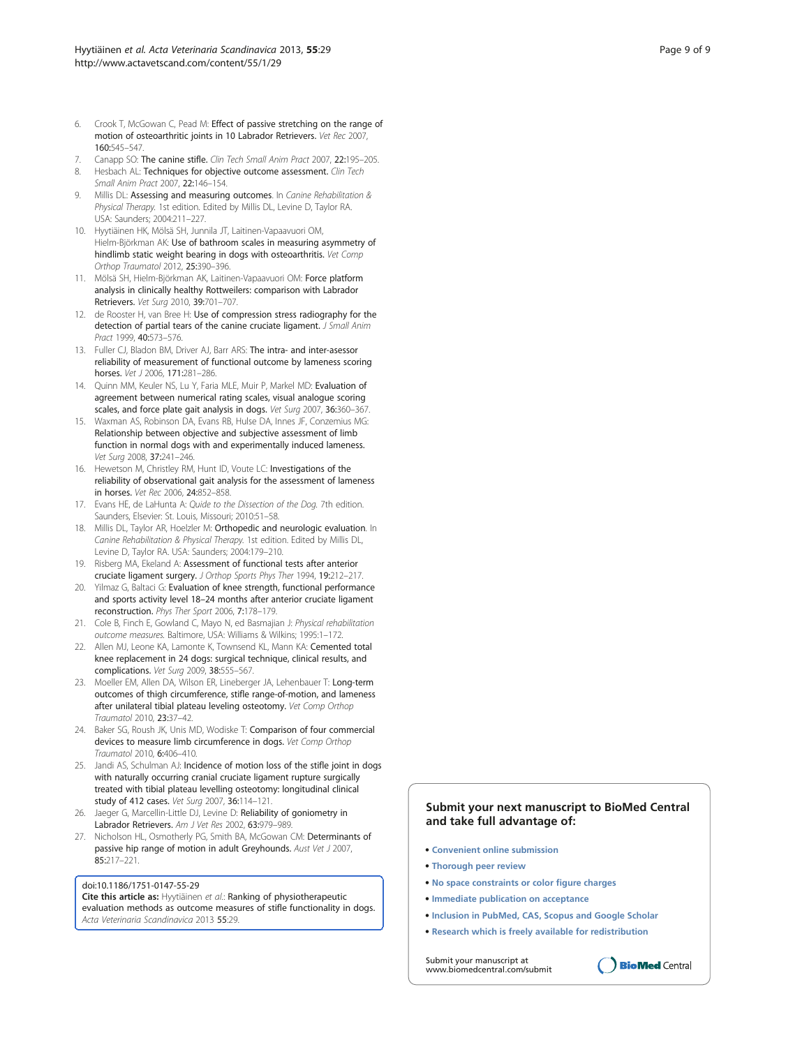6. Crook T, McGowan C, Pead M: **Effect of passive stretching on the range of motion of osteoarthritic joints in 10 Labrador Retrievers.** *Vet Rec* 2007, **160:**545–547.
7. Canapp SO: **The canine stifle.** *Clin Tech Small Anim Pract* 2007, **22:**195–205.
8. Hesbach AL: **Techniques for objective outcome assessment.** *Clin Tech Small Anim Pract* 2007, **22:**146–154.
9. Millis DL: **Assessing and measuring outcomes**. In *Canine Rehabilitation & Physical Therapy.* 1st edition. Edited by Millis DL, Levine D, Taylor RA. USA: Saunders; 2004:211–227.
10. Hyytiäinen HK, Mölsä SH, Junnila JT, Laitinen-Vapaavuori OM, Hielm-Björkman AK: **Use of bathroom scales in measuring asymmetry of hindlimb static weight bearing in dogs with osteoarthritis.** *Vet Comp Orthop Traumatol* 2012, **25:**390–396.
11. Mölsä SH, Hielm-Björkman AK, Laitinen-Vapaavuori OM: **Force platform analysis in clinically healthy Rottweilers: comparison with Labrador Retrievers.** *Vet Surg* 2010, **39:**701–707.
12. de Rooster H, van Bree H: **Use of compression stress radiography for the detection of partial tears of the canine cruciate ligament.** *J Small Anim Pract* 1999, **40:**573–576.
13. Fuller CJ, Bladon BM, Driver AJ, Barr ARS: **The intra- and inter-asessor reliability of measurement of functional outcome by lameness scoring horses.** *Vet J* 2006, **171:**281–286.
14. Quinn MM, Keuler NS, Lu Y, Faria MLE, Muir P, Markel MD: **Evaluation of agreement between numerical rating scales, visual analogue scoring scales, and force plate gait analysis in dogs.** *Vet Surg* 2007, **36:**360–367.
15. Waxman AS, Robinson DA, Evans RB, Hulse DA, Innes JF, Conzemius MG: **Relationship between objective and subjective assessment of limb function in normal dogs with and experimentally induced lameness.** *Vet Surg* 2008, **37:**241–246.
16. Hewetson M, Christley RM, Hunt ID, Voute LC: **Investigations of the reliability of observational gait analysis for the assessment of lameness in horses.** *Vet Rec* 2006, **24:**852–858.
17. Evans HE, de LaHunta A: *Quide to the Dissection of the Dog.* 7th edition. Saunders, Elsevier: St. Louis, Missouri; 2010:51–58.
18. Millis DL, Taylor AR, Hoelzler M: **Orthopedic and neurologic evaluation**. In *Canine Rehabilitation & Physical Therapy.* 1st edition. Edited by Millis DL, Levine D, Taylor RA. USA: Saunders; 2004:179–210.
19. Risberg MA, Ekeland A: **Assessment of functional tests after anterior cruciate ligament surgery.** *J Orthop Sports Phys Ther* 1994, **19:**212–217.
20. Yilmaz G, Baltaci G: **Evaluation of knee strength, functional performance and sports activity level 18–24 months after anterior cruciate ligament reconstruction.** *Phys Ther Sport* 2006, **7:**178–179.
21. Cole B, Finch E, Gowland C, Mayo N, ed Basmajian J: *Physical rehabilitation outcome measures.* Baltimore, USA: Williams & Wilkins; 1995:1–172.
22. Allen MJ, Leone KA, Lamonte K, Townsend KL, Mann KA: **Cemented total knee replacement in 24 dogs: surgical technique, clinical results, and complications.** *Vet Surg* 2009, **38:**555–567.
23. Moeller EM, Allen DA, Wilson ER, Lineberger JA, Lehenbauer T: **Long-term outcomes of thigh circumference, stifle range-of-motion, and lameness after unilateral tibial plateau leveling osteotomy.** *Vet Comp Orthop Traumatol* 2010, **23:**37–42.
24. Baker SG, Roush JK, Unis MD, Wodiske T: **Comparison of four commercial devices to measure limb circumference in dogs.** *Vet Comp Orthop Traumatol* 2010, **6:**406–410.
25. Jandi AS, Schulman AJ: **Incidence of motion loss of the stifle joint in dogs with naturally occurring cranial cruciate ligament rupture surgically treated with tibial plateau levelling osteotomy: longitudinal clinical study of 412 cases.** *Vet Surg* 2007, **36:**114–121.
26. Jaeger G, Marcellin-Little DJ, Levine D: **Reliability of goniometry in Labrador Retrievers.** *Am J Vet Res* 2002, **63:**979–989.
27. Nicholson HL, Osmotherly PG, Smith BA, McGowan CM: **Determinants of passive hip range of motion in adult Greyhounds.** *Aust Vet J* 2007, **85:**217–221.

doi:10.1186/1751-0147-55-29

**Cite this article as:** Hyytiäinen *et al.*: Ranking of physiotherapeutic evaluation methods as outcome measures of stifle functionality in dogs. *Acta Veterinaria Scandinavica* 2013 **55**:29.

**Submit your next manuscript to BioMed Central and take full advantage of:**

- **Convenient online submission**
- **Thorough peer review**
- **No space constraints or color figure charges**
- **Immediate publication on acceptance**
- **Inclusion in PubMed, CAS, Scopus and Google Scholar**
- **Research which is freely available for redistribution**

Submit your manuscript at www.biomedcentral.com/submit

BioMed Central